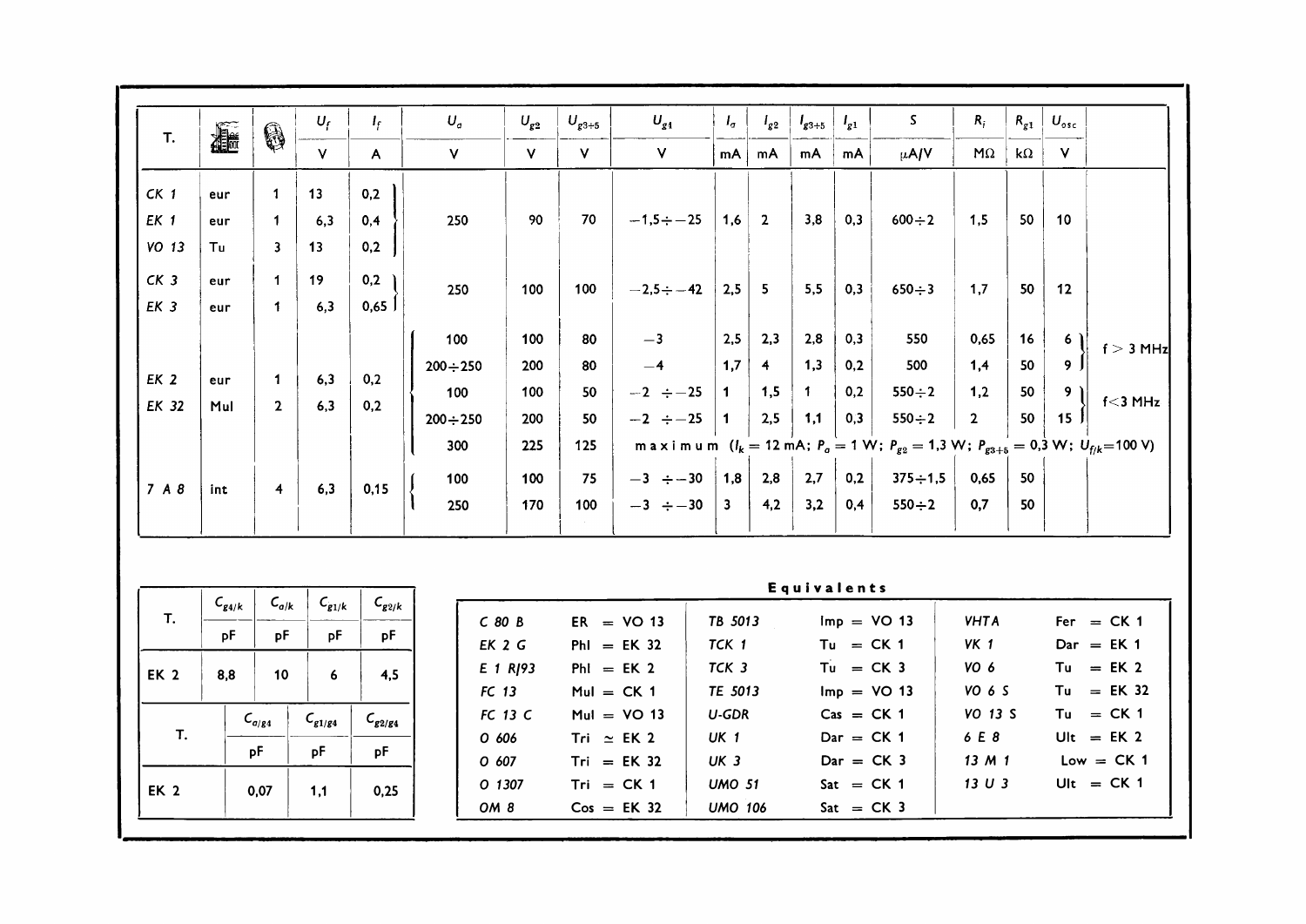| T. | (base) | (socket) | $U_f$ | $I_f$ | $U_a$ | $U_{g2}$ | $U_{g3+5}$ | $U_{g1}$ | $I_a$ | $I_{g2}$ | $I_{g3+5}$ | $I_{g1}$ | S | $R_i$ | $R_{g1}$ | $U_{osc}$ | |
|---|---|---|---|---|---|---|---|---|---|---|---|---|---|---|---|---|---|
| | | | V | A | V | V | V | V | mA | mA | mA | mA | μA/V | MΩ | kΩ | V | |
| CK 1 | eur | 1 | 13 | 0,2 | | | | | | | | | | | | | |
| EK 1 | eur | 1 | 6,3 | 0,4 | 250 | 90 | 70 | $-1{,}5 \div -25$ | 1,6 | 2 | 3,8 | 0,3 | $600 \div 2$ | 1,5 | 50 | 10 | |
| VO 13 | Tu | 3 | 13 | 0,2 | | | | | | | | | | | | | |
| CK 3 | eur | 1 | 19 | 0,2 | 250 | 100 | 100 | $-2{,}5 \div -42$ | 2,5 | 5 | 5,5 | 0,3 | $650 \div 3$ | 1,7 | 50 | 12 | |
| EK 3 | eur | 1 | 6,3 | 0,65 | | | | | | | | | | | | | |
| EK 2 | eur | 1 | 6,3 | 0,2 | 100 | 100 | 80 | $-3$ | 2,5 | 2,3 | 2,8 | 0,3 | 550 | 0,65 | 16 | 6 | f > 3 MHz |
| EK 32 | Mul | 2 | 6,3 | 0,2 | $200 \div 250$ | 200 | 80 | $-4$ | 1,7 | 4 | 1,3 | 0,2 | 500 | 1,4 | 50 | 9 | f > 3 MHz |
| | | | | | 100 | 100 | 50 | $-2 \div -25$ | 1 | 1,5 | 1 | 0,2 | $550 \div 2$ | 1,2 | 50 | 9 | f < 3 MHz |
| | | | | | $200 \div 250$ | 200 | 50 | $-2 \div -25$ | 1 | 2,5 | 1,1 | 0,3 | $550 \div 2$ | 2 | 50 | 15 | f < 3 MHz |
| | | | | | 300 | 225 | 125 | maximum ($I_k = 12$ mA; $P_a = 1$ W; $P_{g2} = 1{,}3$ W; $P_{g3+5} = 0{,}3$ W; $U_{f/k} = 100$ V) | | | | | | | | | |
| 7 A 8 | int | 4 | 6,3 | 0,15 | 100 | 100 | 75 | $-3 \div -30$ | 1,8 | 2,8 | 2,7 | 0,2 | $375 \div 1{,}5$ | 0,65 | 50 | | |
| | | | | | 250 | 170 | 100 | $-3 \div -30$ | 3 | 4,2 | 3,2 | 0,4 | $550 \div 2$ | 0,7 | 50 | | |

| T. | $C_{g4/k}$ | $C_{a/k}$ | $C_{g1/k}$ | $C_{g2/k}$ |
|---|---|---|---|---|
| | pF | pF | pF | pF |
| EK 2 | 8,8 | 10 | 6 | 4,5 |

| T. | $C_{a/g4}$ | $C_{g1/g4}$ | $C_{g2/g4}$ |
|---|---|---|---|
| | pF | pF | pF |
| EK 2 | 0,07 | 1,1 | 0,25 |

**Equivalents**

| | | | | | |
|---|---|---|---|---|---|
| C 80 B | ER = VO 13 | TB 5013 | Imp = VO 13 | VHTA | Fer = CK 1 |
| EK 2 G | Phl = EK 32 | TCK 1 | Tu = CK 1 | VK 1 | Dar = EK 1 |
| E 1 R/93 | Phl = EK 2 | TCK 3 | Tu = CK 3 | VO 6 | Tu = EK 2 |
| FC 13 | Mul = CK 1 | TE 5013 | Imp = VO 13 | VO 6 S | Tu = EK 32 |
| FC 13 C | Mul = VO 13 | U-GDR | Cas = CK 1 | VO 13 S | Tu = CK 1 |
| O 606 | Tri ≃ EK 2 | UK 1 | Dar = CK 1 | 6 E 8 | Ult = EK 2 |
| O 607 | Tri = EK 32 | UK 3 | Dar = CK 3 | 13 M 1 | Low = CK 1 |
| O 1307 | Tri = CK 1 | UMO 51 | Sat = CK 1 | 13 U 3 | Ult = CK 1 |
| OM 8 | Cos = EK 32 | UMO 106 | Sat = CK 3 | | |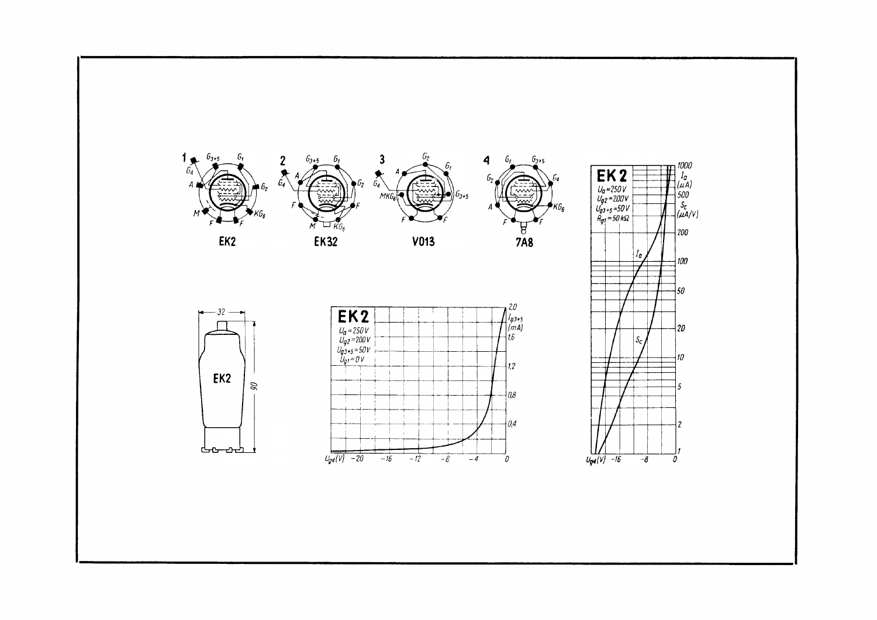1 EK2

$G_4$, $G_{3+5}$, $G_1$, $A$, $G_2$, $M$, $F$, $F$, $KG_6$

2 EK32

$G_{3+5}$, $G_1$, $G_4$, $A$, $G_2$, $F$, $F$, $M$, $KG_6$

3 V013

$G_2$, $G_1$, $G_4$, $A$, $MKG_6$, $G_{3+5}$, $F$, $F$

4 7A8

$G_1$, $G_{3+5}$, $G_2$, $G_4$, $A$, $KG_6$, $F$, $F$

32

90

EK2

**EK2**

$U_a = 250\,V$
$U_{g2} = 200\,V$
$U_{g3+5} = 50\,V$
$U_{g1} = 0\,V$

$I_{g3+5}$ (mA)

2,0
1,6
1,2
0,8
0,4

$U_{g4}$ (V) −20 −16 −12 −8 −4 0

**EK 2**

$U_a = 250\,V$
$U_{g2} = 200\,V$
$U_{g3+5} = 50\,V$
$R_{g1} = 50\,k\Omega$

$I_a$ ($\mu A$)
$S_c$ ($\mu A/V$)

1000
500
200
100
50
20
10
5
2
1

$I_a$
$S_c$

$U_{g4}$ (V) −16 −8 0